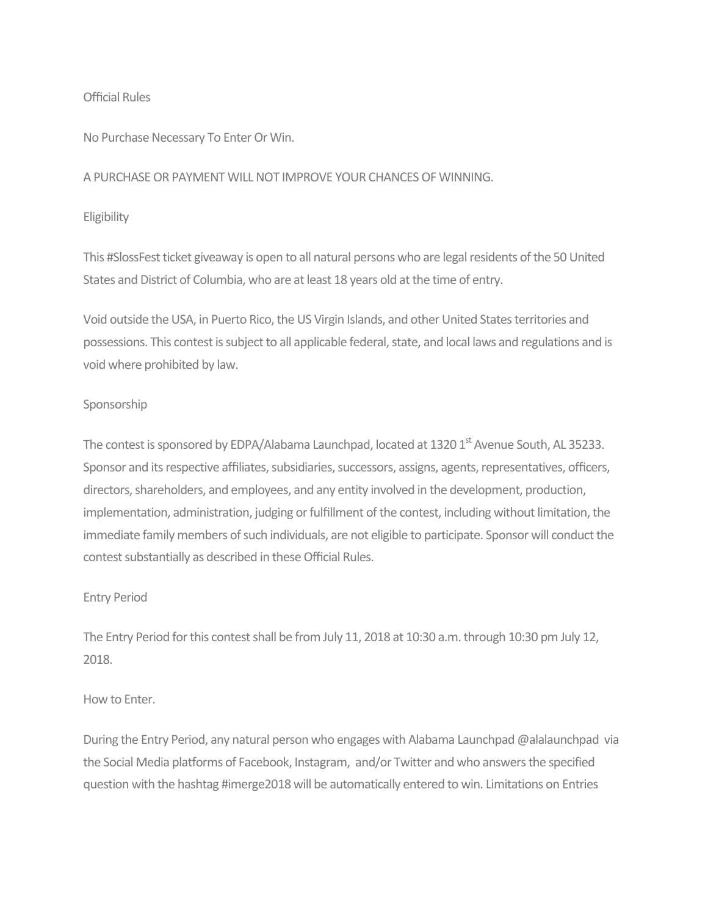# Official Rules

No Purchase Necessary To Enter Or Win.

A PURCHASE OR PAYMENT WILL NOT IMPROVE YOUR CHANCES OF WINNING.

## Eligibility

This #SlossFest ticket giveaway is open to all natural persons who are legal residents of the 50 United States and District of Columbia, who are at least 18 years old at the time of entry.

Void outside the USA, in Puerto Rico, the US Virgin Islands, and other United States territories and possessions. This contest is subject to all applicable federal, state, and local laws and regulations and is void where prohibited by law.

## Sponsorship

The contest is sponsored by EDPA/Alabama Launchpad, located at 1320 1st Avenue South, AL 35233. Sponsor and its respective affiliates, subsidiaries, successors, assigns, agents, representatives, officers, directors, shareholders, and employees, and any entity involved in the development, production, implementation, administration, judging or fulfillment of the contest, including without limitation, the immediate family members of such individuals, are not eligible to participate. Sponsor will conduct the contest substantially as described in these Official Rules.

## Entry Period

The Entry Period for this contest shall be from July 11, 2018 at 10:30 a.m. through 10:30 pm July 12, 2018.

## How to Enter.

During the Entry Period, any natural person who engages with Alabama Launchpad @alalaunchpad via the Social Media platforms of Facebook, Instagram, and/or Twitter and who answers the specified question with the hashtag #imerge2018 will be automatically entered to win. Limitations on Entries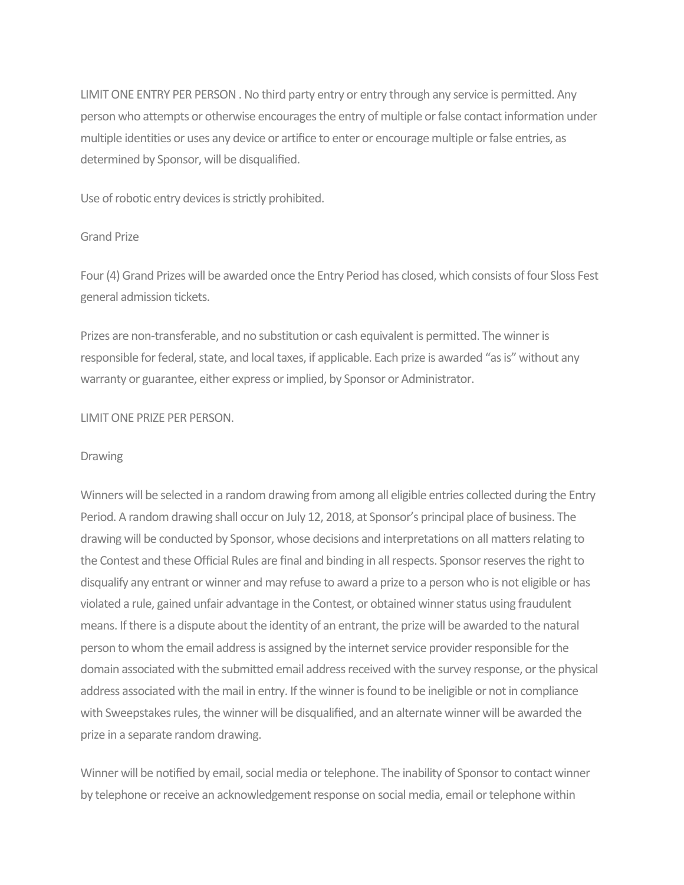LIMIT ONE ENTRY PER PERSON . No third party entry or entry through any service is permitted. Any person who attempts or otherwise encourages the entry of multiple or false contact information under multiple identities or uses any device or artifice to enter or encourage multiple or false entries, as determined by Sponsor, will be disqualified.

Use of robotic entry devices is strictly prohibited.

## Grand Prize

Four (4) Grand Prizes will be awarded once the Entry Period has closed, which consists of four Sloss Fest general admission tickets.

Prizes are non-transferable, and no substitution or cash equivalent is permitted. The winner is responsible for federal, state, and local taxes, if applicable. Each prize is awarded “as is” without any warranty or guarantee, either express or implied, by Sponsor or Administrator.

LIMIT ONE PRIZE PER PERSON.

## Drawing

Winners will be selected in a random drawing from among all eligible entries collected during the Entry Period. A random drawing shall occur on July 12, 2018, at Sponsor’s principal place of business. The drawing will be conducted by Sponsor, whose decisions and interpretations on all matters relating to the Contest and these Official Rules are final and binding in all respects. Sponsor reserves the right to disqualify any entrant or winner and may refuse to award a prize to a person who is not eligible or has violated a rule, gained unfair advantage in the Contest, or obtained winner status using fraudulent means. If there is a dispute about the identity of an entrant, the prize will be awarded to the natural person to whom the email address is assigned by the internet service provider responsible for the domain associated with the submitted email address received with the survey response, or the physical address associated with the mail in entry. If the winner is found to be ineligible or not in compliance with Sweepstakes rules, the winner will be disqualified, and an alternate winner will be awarded the prize in a separate random drawing.

Winner will be notified by email, social media or telephone. The inability of Sponsor to contact winner by telephone or receive an acknowledgement response on social media, email or telephone within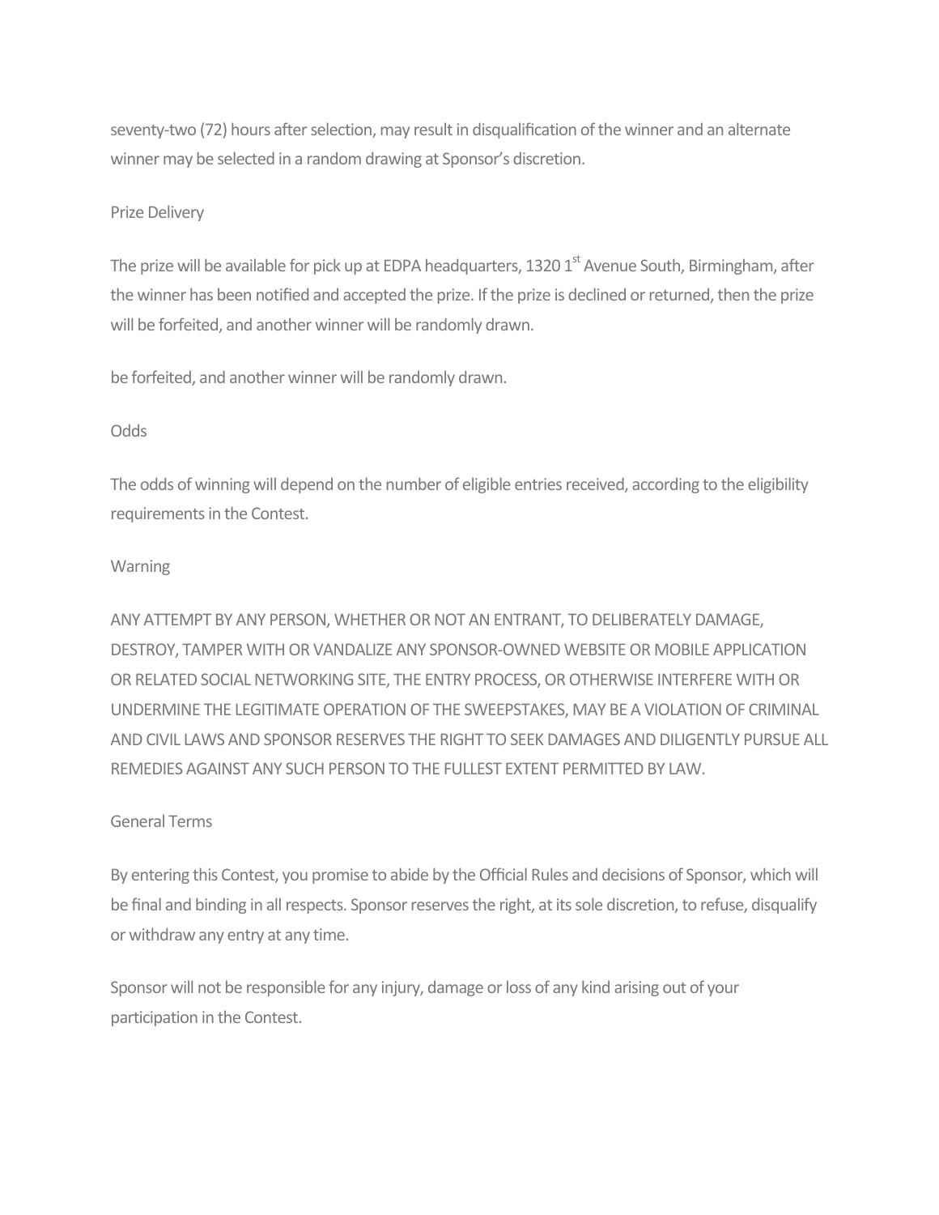seventy-two (72) hours after selection, may result in disqualification of the winner and an alternate winner may be selected in a random drawing at Sponsor's discretion.

## Prize Delivery

The prize will be available for pick up at EDPA headquarters, 1320 1st Avenue South, Birmingham, after the winner has been notified and accepted the prize. If the prize is declined or returned, then the prize will be forfeited, and another winner will be randomly drawn.

be forfeited, and another winner will be randomly drawn.

## Odds

The odds of winning will depend on the number of eligible entries received, according to the eligibility requirements in the Contest.

## Warning

ANY ATTEMPT BY ANY PERSON, WHETHER OR NOT AN ENTRANT, TO DELIBERATELY DAMAGE, DESTROY, TAMPER WITH OR VANDALIZE ANY SPONSOR-OWNED WEBSITE OR MOBILE APPLICATION OR RELATED SOCIAL NETWORKING SITE, THE ENTRY PROCESS, OR OTHERWISE INTERFERE WITH OR UNDERMINE THE LEGITIMATE OPERATION OF THE SWEEPSTAKES, MAY BE A VIOLATION OF CRIMINAL AND CIVIL LAWS AND SPONSOR RESERVES THE RIGHT TO SEEK DAMAGES AND DILIGENTLY PURSUE ALL REMEDIES AGAINST ANY SUCH PERSON TO THE FULLEST EXTENT PERMITTED BY LAW.

## General Terms

By entering this Contest, you promise to abide by the Official Rules and decisions of Sponsor, which will be final and binding in all respects. Sponsor reserves the right, at its sole discretion, to refuse, disqualify or withdraw any entry at any time.

Sponsor will not be responsible for any injury, damage or loss of any kind arising out of your participation in the Contest.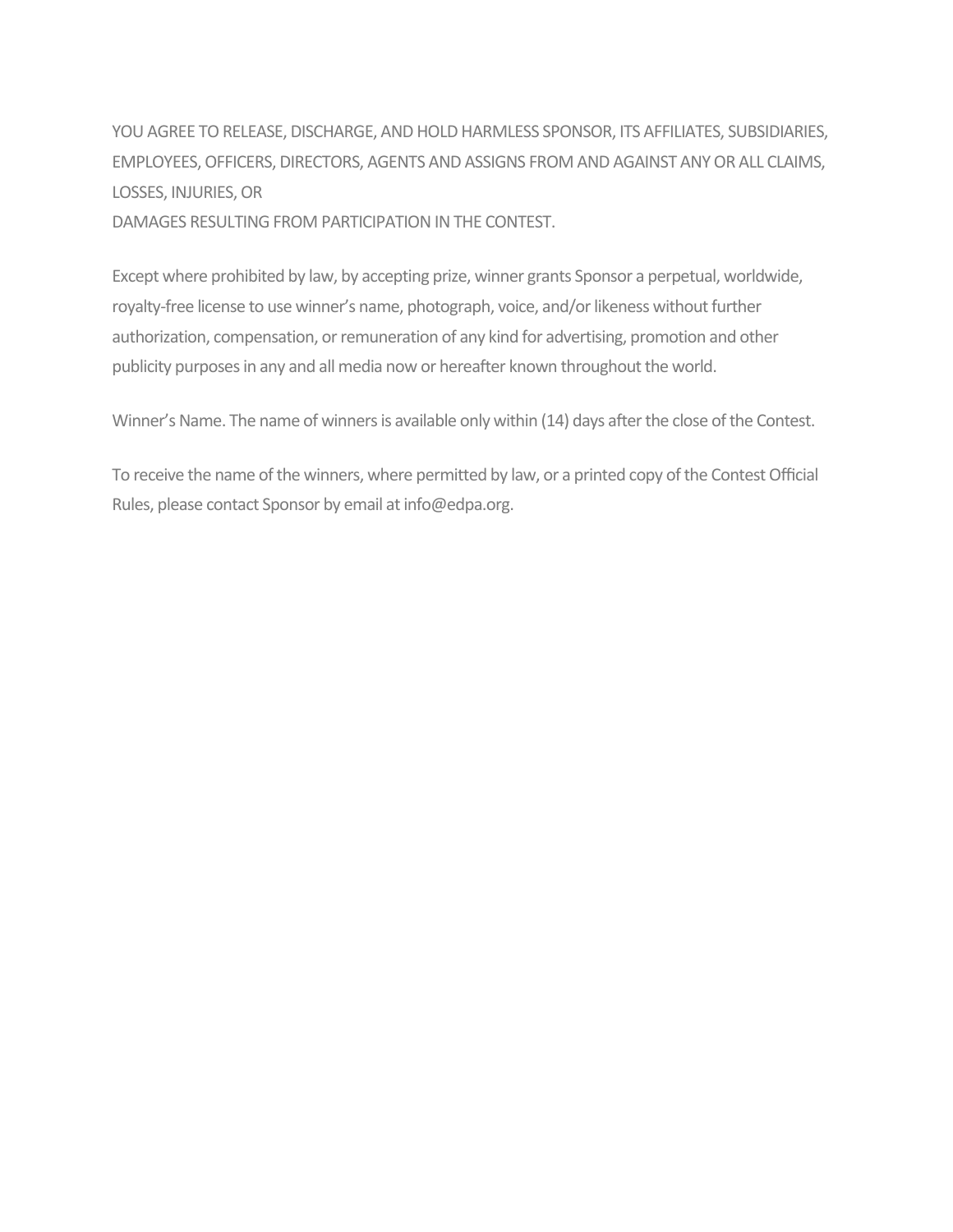YOU AGREE TO RELEASE, DISCHARGE, AND HOLD HARMLESS SPONSOR, ITS AFFILIATES, SUBSIDIARIES, EMPLOYEES, OFFICERS, DIRECTORS, AGENTS AND ASSIGNS FROM AND AGAINST ANY OR ALL CLAIMS, LOSSES, INJURIES, OR
DAMAGES RESULTING FROM PARTICIPATION IN THE CONTEST.

Except where prohibited by law, by accepting prize, winner grants Sponsor a perpetual, worldwide, royalty-free license to use winner's name, photograph, voice, and/or likeness without further authorization, compensation, or remuneration of any kind for advertising, promotion and other publicity purposes in any and all media now or hereafter known throughout the world.

Winner's Name. The name of winners is available only within (14) days after the close of the Contest.

To receive the name of the winners, where permitted by law, or a printed copy of the Contest Official Rules, please contact Sponsor by email at info@edpa.org.